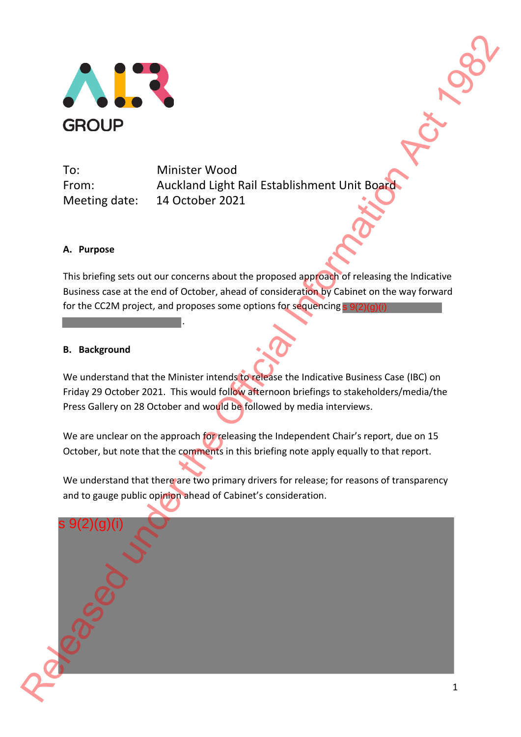GROUP

To: Minister Wood
From: Auckland Light Rail Establishment Unit Board
Meeting date: 14 October 2021

**A. Purpose**

This briefing sets out our concerns about the proposed approach of releasing the Indicative Business case at the end of October, ahead of consideration by Cabinet on the way forward for the CC2M project, and proposes some options for sequencing s 9(2)(g)(i) .

**B. Background**

We understand that the Minister intends to release the Indicative Business Case (IBC) on Friday 29 October 2021. This would follow afternoon briefings to stakeholders/media/the Press Gallery on 28 October and would be followed by media interviews.

We are unclear on the approach for releasing the Independent Chair's report, due on 15 October, but note that the comments in this briefing note apply equally to that report.

We understand that there are two primary drivers for release; for reasons of transparency and to gauge public opinion ahead of Cabinet's consideration.

s 9(2)(g)(i)

Released under the Official Information Act 1982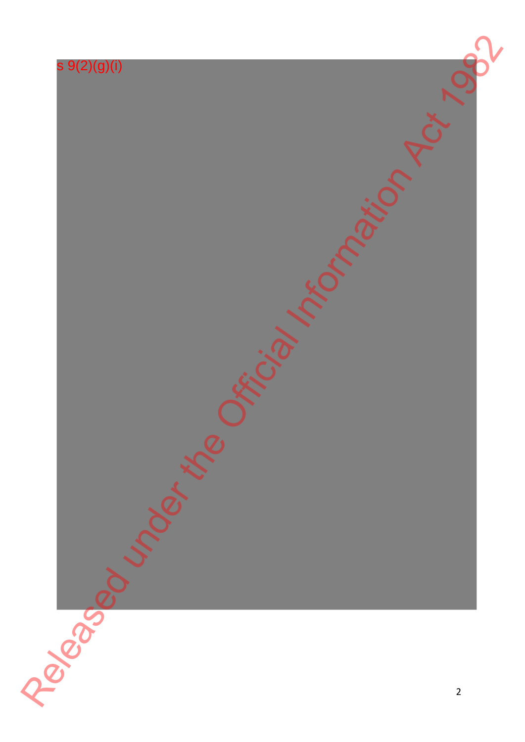s 9(2)(g)(i)

Released under the Official Information Act 1982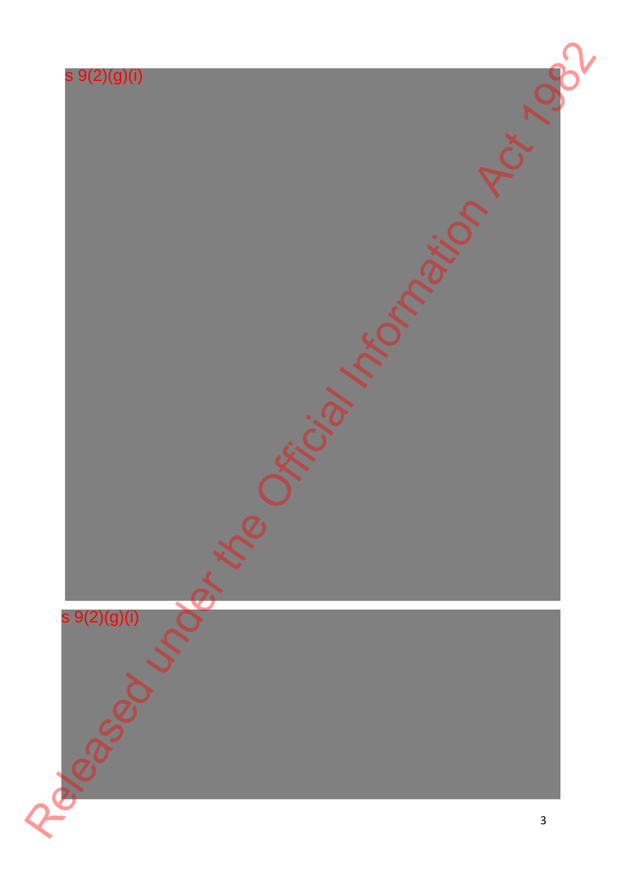s 9(2)(g)(i)

s 9(2)(g)(i)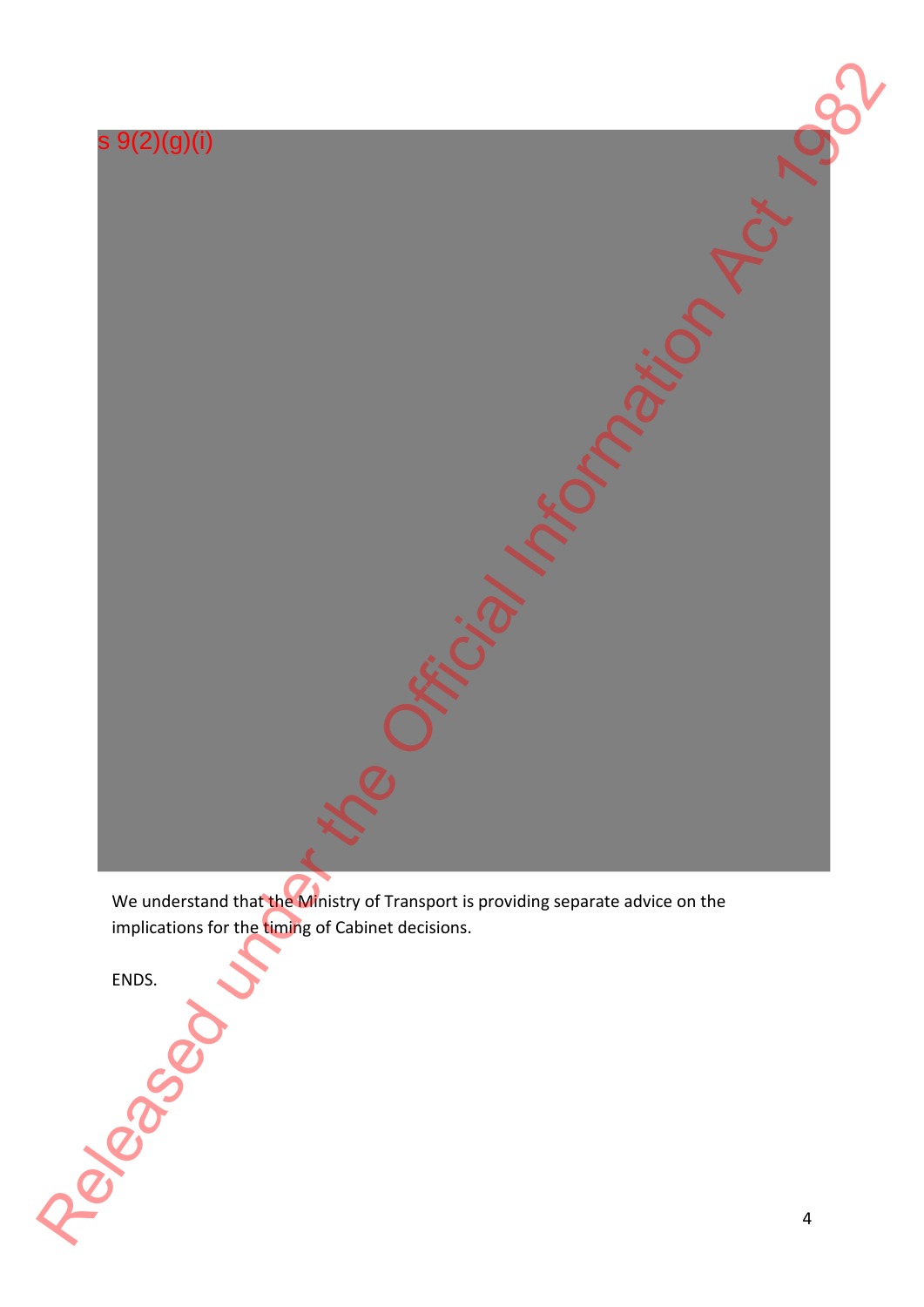s 9(2)(g)(i)

We understand that the Ministry of Transport is providing separate advice on the implications for the timing of Cabinet decisions.

ENDS.